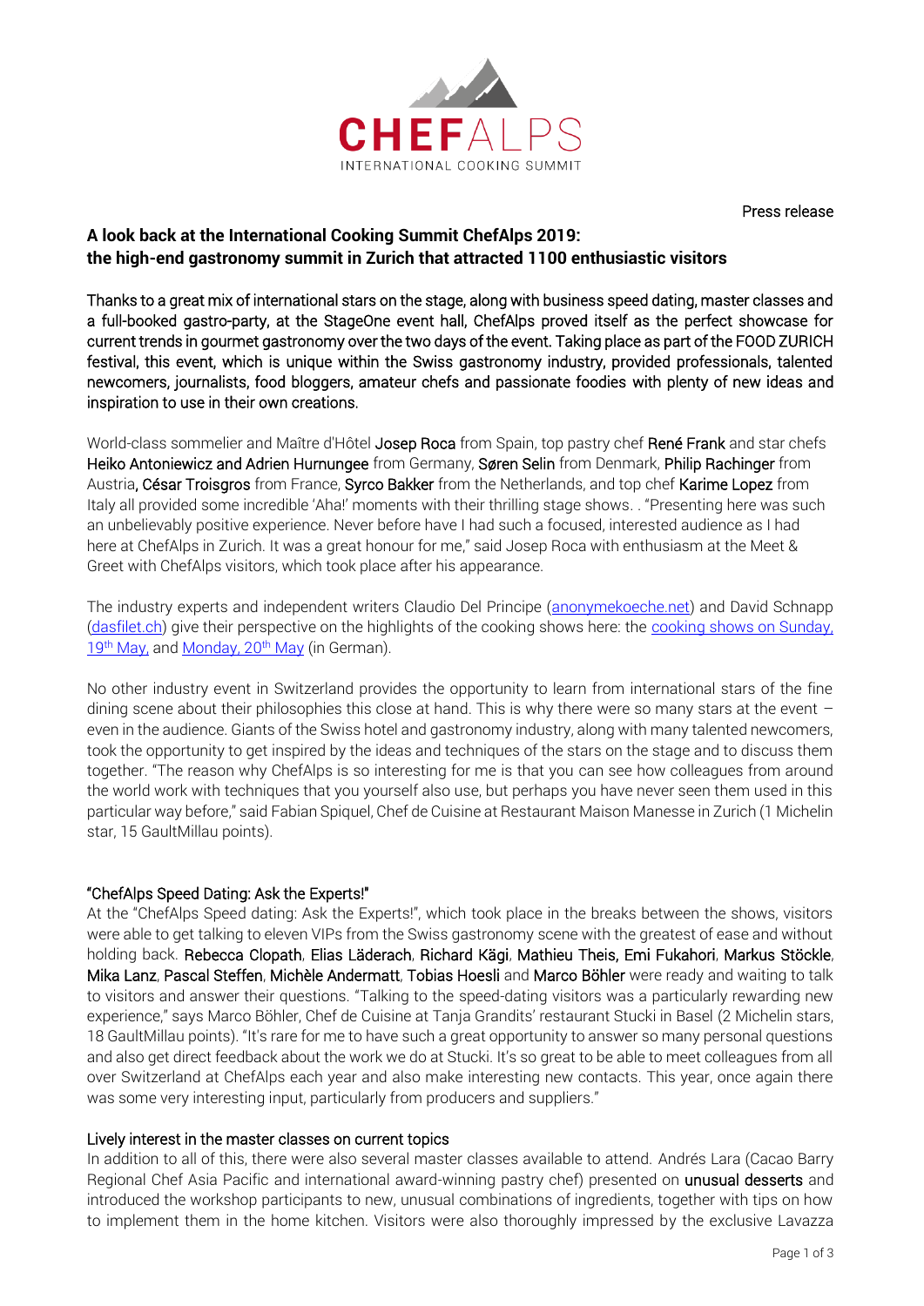CHEFALPS
INTERNATIONAL COOKING SUMMIT

Press release

## A look back at the International Cooking Summit ChefAlps 2019: the high-end gastronomy summit in Zurich that attracted 1100 enthusiastic visitors

Thanks to a great mix of international stars on the stage, along with business speed dating, master classes and a full-booked gastro-party, at the StageOne event hall, ChefAlps proved itself as the perfect showcase for current trends in gourmet gastronomy over the two days of the event. Taking place as part of the FOOD ZURICH festival, this event, which is unique within the Swiss gastronomy industry, provided professionals, talented newcomers, journalists, food bloggers, amateur chefs and passionate foodies with plenty of new ideas and inspiration to use in their own creations.

World-class sommelier and Maître d'Hôtel Josep Roca from Spain, top pastry chef René Frank and star chefs Heiko Antoniewicz and Adrien Hurnungee from Germany, Søren Selin from Denmark, Philip Rachinger from Austria, César Troisgros from France, Syrco Bakker from the Netherlands, and top chef Karime Lopez from Italy all provided some incredible 'Aha!' moments with their thrilling stage shows. . "Presenting here was such an unbelievably positive experience. Never before have I had such a focused, interested audience as I had here at ChefAlps in Zurich. It was a great honour for me," said Josep Roca with enthusiasm at the Meet & Greet with ChefAlps visitors, which took place after his appearance.

The industry experts and independent writers Claudio Del Principe (anonymekoeche.net) and David Schnapp (dasfilet.ch) give their perspective on the highlights of the cooking shows here: the cooking shows on Sunday, 19th May, and Monday, 20th May (in German).

No other industry event in Switzerland provides the opportunity to learn from international stars of the fine dining scene about their philosophies this close at hand. This is why there were so many stars at the event – even in the audience. Giants of the Swiss hotel and gastronomy industry, along with many talented newcomers, took the opportunity to get inspired by the ideas and techniques of the stars on the stage and to discuss them together. "The reason why ChefAlps is so interesting for me is that you can see how colleagues from around the world work with techniques that you yourself also use, but perhaps you have never seen them used in this particular way before," said Fabian Spiquel, Chef de Cuisine at Restaurant Maison Manesse in Zurich (1 Michelin star, 15 GaultMillau points).

### "ChefAlps Speed Dating: Ask the Experts!"

At the "ChefAlps Speed dating: Ask the Experts!", which took place in the breaks between the shows, visitors were able to get talking to eleven VIPs from the Swiss gastronomy scene with the greatest of ease and without holding back. Rebecca Clopath, Elias Läderach, Richard Kägi, Mathieu Theis, Emi Fukahori, Markus Stöckle, Mika Lanz, Pascal Steffen, Michèle Andermatt, Tobias Hoesli and Marco Böhler were ready and waiting to talk to visitors and answer their questions. "Talking to the speed-dating visitors was a particularly rewarding new experience," says Marco Böhler, Chef de Cuisine at Tanja Grandits' restaurant Stucki in Basel (2 Michelin stars, 18 GaultMillau points). "It's rare for me to have such a great opportunity to answer so many personal questions and also get direct feedback about the work we do at Stucki. It's so great to be able to meet colleagues from all over Switzerland at ChefAlps each year and also make interesting new contacts. This year, once again there was some very interesting input, particularly from producers and suppliers."

### Lively interest in the master classes on current topics

In addition to all of this, there were also several master classes available to attend. Andrés Lara (Cacao Barry Regional Chef Asia Pacific and international award-winning pastry chef) presented on unusual desserts and introduced the workshop participants to new, unusual combinations of ingredients, together with tips on how to implement them in the home kitchen. Visitors were also thoroughly impressed by the exclusive Lavazza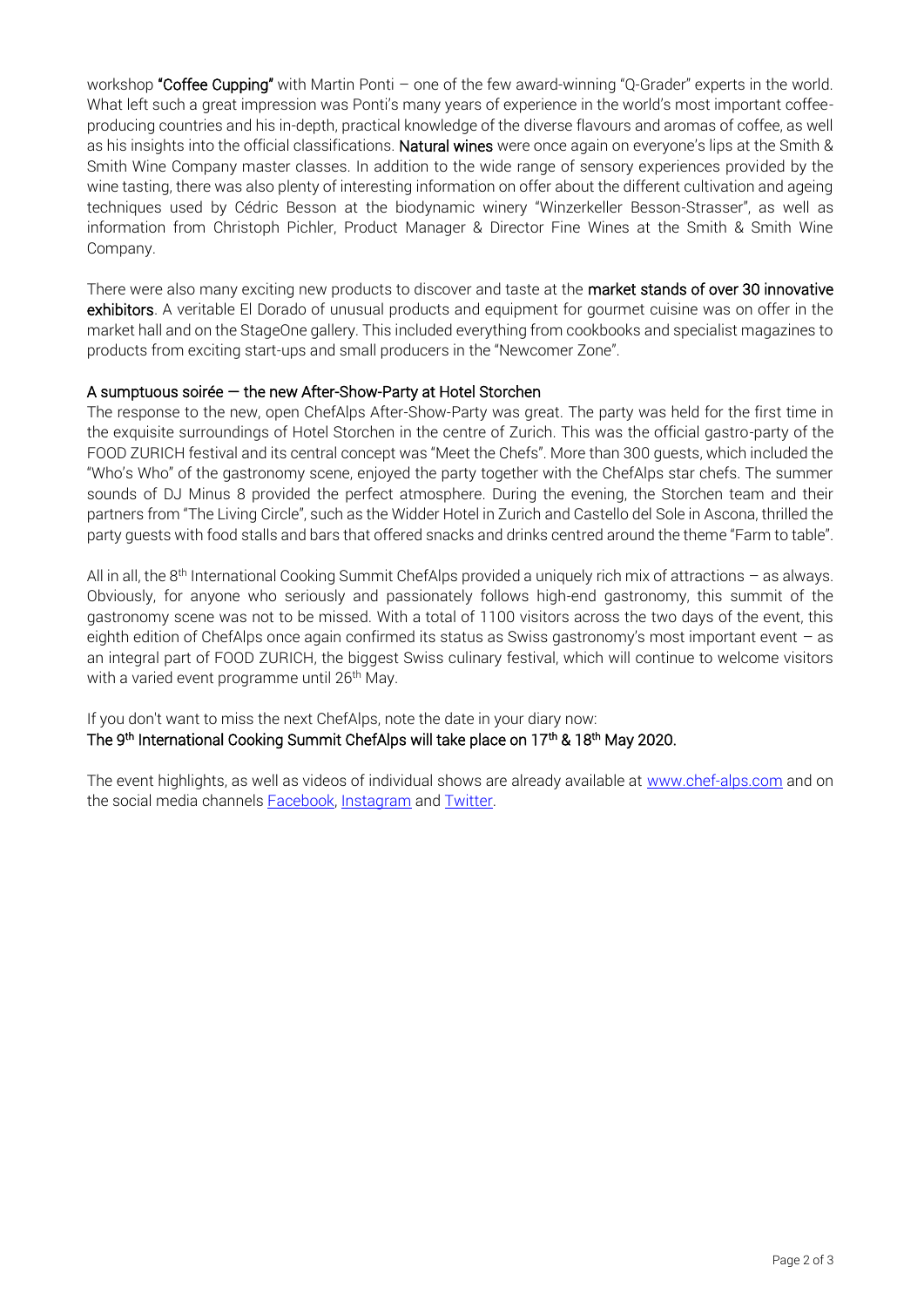workshop **"Coffee Cupping"** with Martin Ponti – one of the few award-winning "Q-Grader" experts in the world. What left such a great impression was Ponti's many years of experience in the world's most important coffee-producing countries and his in-depth, practical knowledge of the diverse flavours and aromas of coffee, as well as his insights into the official classifications. **Natural wines** were once again on everyone's lips at the Smith & Smith Wine Company master classes. In addition to the wide range of sensory experiences provided by the wine tasting, there was also plenty of interesting information on offer about the different cultivation and ageing techniques used by Cédric Besson at the biodynamic winery "Winzerkeller Besson-Strasser", as well as information from Christoph Pichler, Product Manager & Director Fine Wines at the Smith & Smith Wine Company.

There were also many exciting new products to discover and taste at the **market stands of over 30 innovative exhibitors**. A veritable El Dorado of unusual products and equipment for gourmet cuisine was on offer in the market hall and on the StageOne gallery. This included everything from cookbooks and specialist magazines to products from exciting start-ups and small producers in the "Newcomer Zone".

## A sumptuous soirée — the new After-Show-Party at Hotel Storchen

The response to the new, open ChefAlps After-Show-Party was great. The party was held for the first time in the exquisite surroundings of Hotel Storchen in the centre of Zurich. This was the official gastro-party of the FOOD ZURICH festival and its central concept was "Meet the Chefs". More than 300 guests, which included the "Who's Who" of the gastronomy scene, enjoyed the party together with the ChefAlps star chefs. The summer sounds of DJ Minus 8 provided the perfect atmosphere. During the evening, the Storchen team and their partners from "The Living Circle", such as the Widder Hotel in Zurich and Castello del Sole in Ascona, thrilled the party guests with food stalls and bars that offered snacks and drinks centred around the theme "Farm to table".

All in all, the 8th International Cooking Summit ChefAlps provided a uniquely rich mix of attractions – as always. Obviously, for anyone who seriously and passionately follows high-end gastronomy, this summit of the gastronomy scene was not to be missed. With a total of 1100 visitors across the two days of the event, this eighth edition of ChefAlps once again confirmed its status as Swiss gastronomy's most important event – as an integral part of FOOD ZURICH, the biggest Swiss culinary festival, which will continue to welcome visitors with a varied event programme until 26th May.

If you don't want to miss the next ChefAlps, note the date in your diary now:
**The 9th International Cooking Summit ChefAlps will take place on 17th & 18th May 2020.**

The event highlights, as well as videos of individual shows are already available at [www.chef-alps.com](www.chef-alps.com) and on the social media channels Facebook, Instagram and Twitter.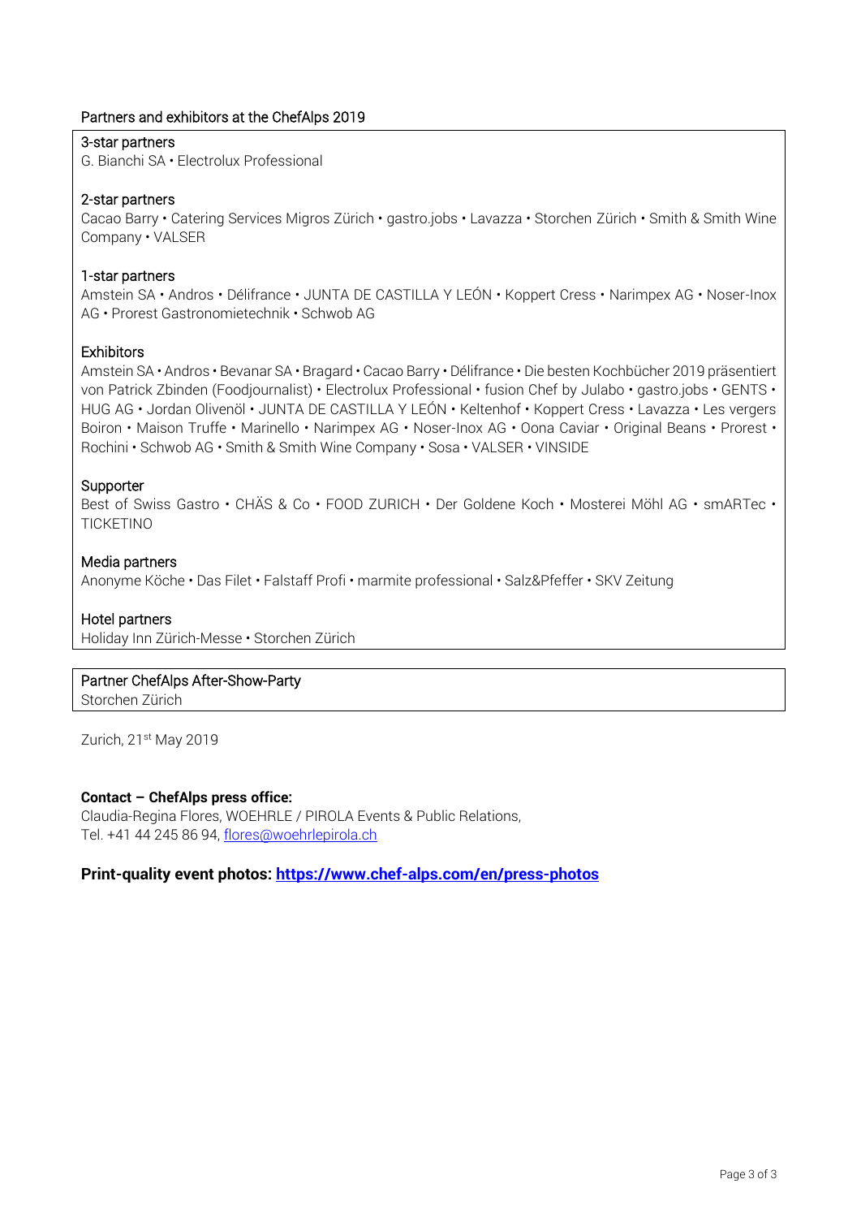Partners and exhibitors at the ChefAlps 2019

**3-star partners**
G. Bianchi SA • Electrolux Professional

**2-star partners**
Cacao Barry • Catering Services Migros Zürich • gastro.jobs • Lavazza • Storchen Zürich • Smith & Smith Wine Company • VALSER

**1-star partners**
Amstein SA • Andros • Délifrance • JUNTA DE CASTILLA Y LEÓN • Koppert Cress • Narimpex AG • Noser-Inox AG • Prorest Gastronomietechnik • Schwob AG

**Exhibitors**
Amstein SA • Andros • Bevanar SA • Bragard • Cacao Barry • Délifrance • Die besten Kochbücher 2019 präsentiert von Patrick Zbinden (Foodjournalist) • Electrolux Professional • fusion Chef by Julabo • gastro.jobs • GENTS • HUG AG • Jordan Olivenöl • JUNTA DE CASTILLA Y LEÓN • Keltenhof • Koppert Cress • Lavazza • Les vergers Boiron • Maison Truffe • Marinello • Narimpex AG • Noser-Inox AG • Oona Caviar • Original Beans • Prorest • Rochini • Schwob AG • Smith & Smith Wine Company • Sosa • VALSER • VINSIDE

**Supporter**
Best of Swiss Gastro • CHÄS & Co • FOOD ZURICH • Der Goldene Koch • Mosterei Möhl AG • smARTec • TICKETINO

**Media partners**
Anonyme Köche • Das Filet • Falstaff Profi • marmite professional • Salz&Pfeffer • SKV Zeitung

**Hotel partners**
Holiday Inn Zürich-Messe • Storchen Zürich

**Partner ChefAlps After-Show-Party**
Storchen Zürich

Zurich, 21st May 2019

**Contact – ChefAlps press office:**
Claudia-Regina Flores, WOEHRLE / PIROLA Events & Public Relations,
Tel. +41 44 245 86 94, flores@woehrlepirola.ch

**Print-quality event photos: https://www.chef-alps.com/en/press-photos**